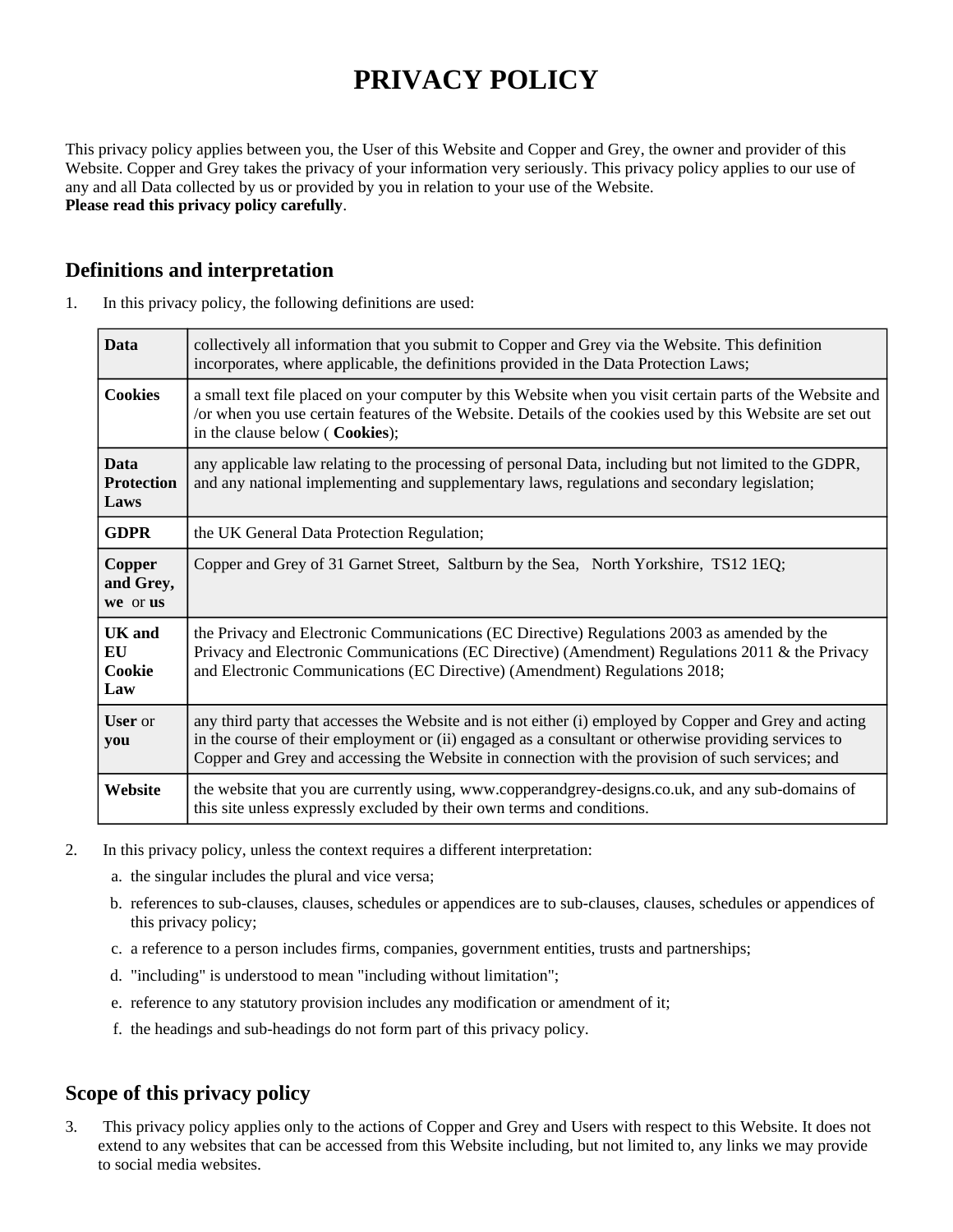# PRIVACY POLICY

This privacy policy applies between you, the User of this Website and Copper and Grey, the owner and provider of this Website. Copper and Grey takes the privacy of your information very seriously. This privacy policy applies to our use of any and all Data collected by us or provided by you in relation to your use of the Website.
**Please read this privacy policy carefully**.

## Definitions and interpretation

1. In this privacy policy, the following definitions are used:

| | |
|---|---|
| **Data** | collectively all information that you submit to Copper and Grey via the Website. This definition incorporates, where applicable, the definitions provided in the Data Protection Laws; |
| **Cookies** | a small text file placed on your computer by this Website when you visit certain parts of the Website and /or when you use certain features of the Website. Details of the cookies used by this Website are set out in the clause below ( **Cookies**); |
| **Data Protection Laws** | any applicable law relating to the processing of personal Data, including but not limited to the GDPR, and any national implementing and supplementary laws, regulations and secondary legislation; |
| **GDPR** | the UK General Data Protection Regulation; |
| **Copper and Grey, we** or **us** | Copper and Grey of 31 Garnet Street, Saltburn by the Sea, North Yorkshire, TS12 1EQ; |
| **UK and EU Cookie Law** | the Privacy and Electronic Communications (EC Directive) Regulations 2003 as amended by the Privacy and Electronic Communications (EC Directive) (Amendment) Regulations 2011 & the Privacy and Electronic Communications (EC Directive) (Amendment) Regulations 2018; |
| **User** or **you** | any third party that accesses the Website and is not either (i) employed by Copper and Grey and acting in the course of their employment or (ii) engaged as a consultant or otherwise providing services to Copper and Grey and accessing the Website in connection with the provision of such services; and |
| **Website** | the website that you are currently using, www.copperandgrey-designs.co.uk, and any sub-domains of this site unless expressly excluded by their own terms and conditions. |

2. In this privacy policy, unless the context requires a different interpretation:
   a. the singular includes the plural and vice versa;
   b. references to sub-clauses, clauses, schedules or appendices are to sub-clauses, clauses, schedules or appendices of this privacy policy;
   c. a reference to a person includes firms, companies, government entities, trusts and partnerships;
   d. "including" is understood to mean "including without limitation";
   e. reference to any statutory provision includes any modification or amendment of it;
   f. the headings and sub-headings do not form part of this privacy policy.

## Scope of this privacy policy

3. This privacy policy applies only to the actions of Copper and Grey and Users with respect to this Website. It does not extend to any websites that can be accessed from this Website including, but not limited to, any links we may provide to social media websites.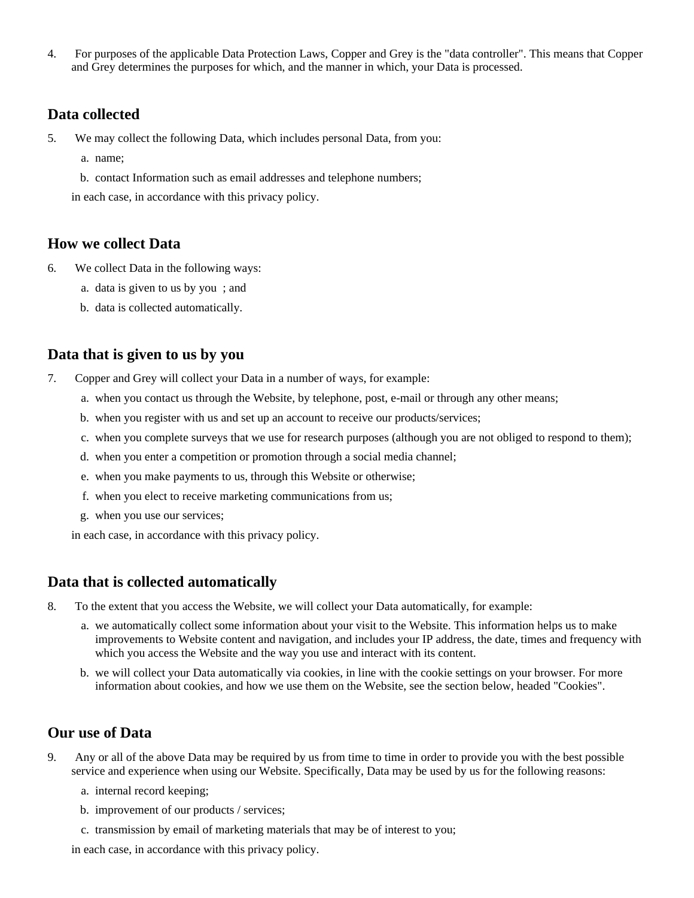4. For purposes of the applicable Data Protection Laws, Copper and Grey is the "data controller". This means that Copper and Grey determines the purposes for which, and the manner in which, your Data is processed.

## Data collected

5. We may collect the following Data, which includes personal Data, from you:

   a. name;

   b. contact Information such as email addresses and telephone numbers;

   in each case, in accordance with this privacy policy.

## How we collect Data

6. We collect Data in the following ways:

   a. data is given to us by you ; and

   b. data is collected automatically.

## Data that is given to us by you

7. Copper and Grey will collect your Data in a number of ways, for example:

   a. when you contact us through the Website, by telephone, post, e-mail or through any other means;

   b. when you register with us and set up an account to receive our products/services;

   c. when you complete surveys that we use for research purposes (although you are not obliged to respond to them);

   d. when you enter a competition or promotion through a social media channel;

   e. when you make payments to us, through this Website or otherwise;

   f. when you elect to receive marketing communications from us;

   g. when you use our services;

   in each case, in accordance with this privacy policy.

## Data that is collected automatically

8. To the extent that you access the Website, we will collect your Data automatically, for example:

   a. we automatically collect some information about your visit to the Website. This information helps us to make improvements to Website content and navigation, and includes your IP address, the date, times and frequency with which you access the Website and the way you use and interact with its content.

   b. we will collect your Data automatically via cookies, in line with the cookie settings on your browser. For more information about cookies, and how we use them on the Website, see the section below, headed "Cookies".

## Our use of Data

9. Any or all of the above Data may be required by us from time to time in order to provide you with the best possible service and experience when using our Website. Specifically, Data may be used by us for the following reasons:

   a. internal record keeping;

   b. improvement of our products / services;

   c. transmission by email of marketing materials that may be of interest to you;

   in each case, in accordance with this privacy policy.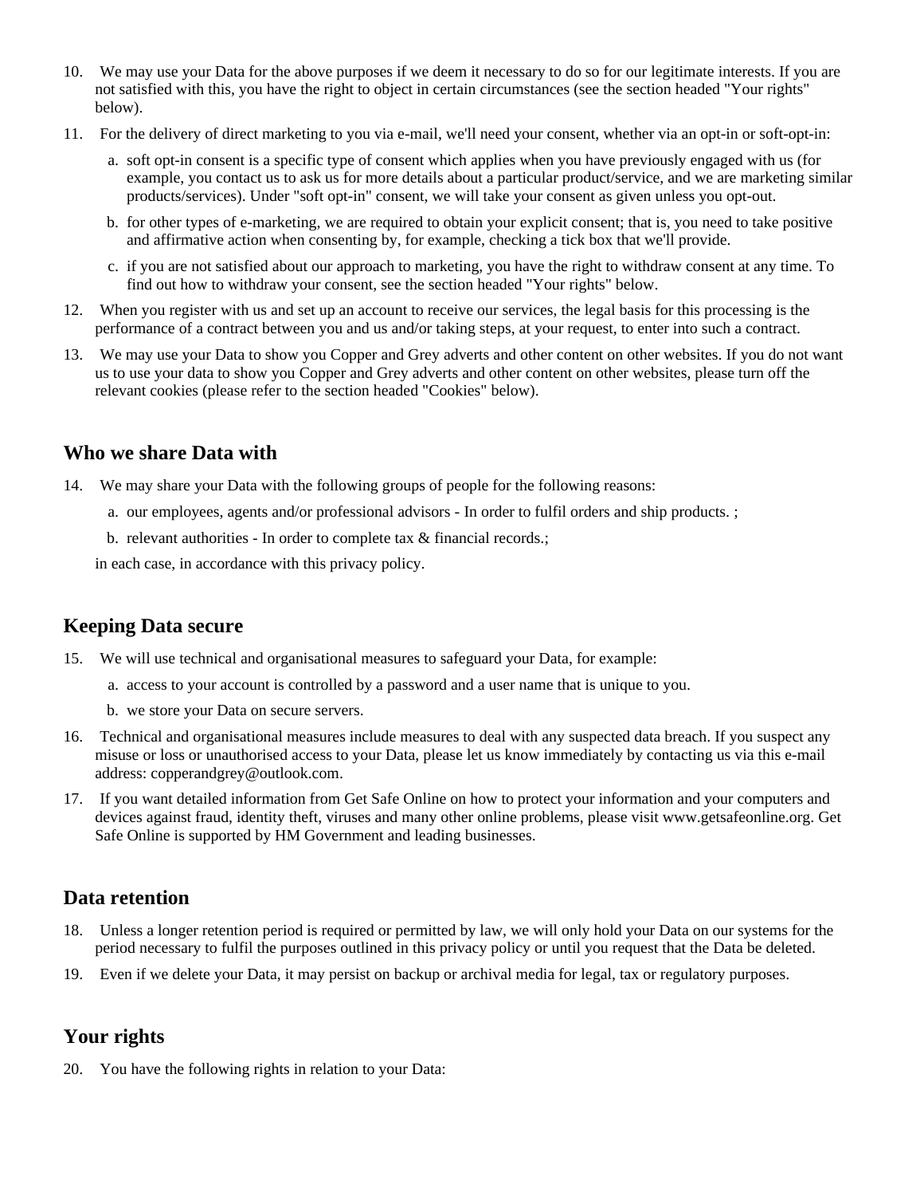10. We may use your Data for the above purposes if we deem it necessary to do so for our legitimate interests. If you are not satisfied with this, you have the right to object in certain circumstances (see the section headed "Your rights" below).

11. For the delivery of direct marketing to you via e-mail, we'll need your consent, whether via an opt-in or soft-opt-in:

    a. soft opt-in consent is a specific type of consent which applies when you have previously engaged with us (for example, you contact us to ask us for more details about a particular product/service, and we are marketing similar products/services). Under "soft opt-in" consent, we will take your consent as given unless you opt-out.

    b. for other types of e-marketing, we are required to obtain your explicit consent; that is, you need to take positive and affirmative action when consenting by, for example, checking a tick box that we'll provide.

    c. if you are not satisfied about our approach to marketing, you have the right to withdraw consent at any time. To find out how to withdraw your consent, see the section headed "Your rights" below.

12. When you register with us and set up an account to receive our services, the legal basis for this processing is the performance of a contract between you and us and/or taking steps, at your request, to enter into such a contract.

13. We may use your Data to show you Copper and Grey adverts and other content on other websites. If you do not want us to use your data to show you Copper and Grey adverts and other content on other websites, please turn off the relevant cookies (please refer to the section headed "Cookies" below).

## Who we share Data with

14. We may share your Data with the following groups of people for the following reasons:

    a. our employees, agents and/or professional advisors - In order to fulfil orders and ship products. ;

    b. relevant authorities - In order to complete tax & financial records.;

    in each case, in accordance with this privacy policy.

## Keeping Data secure

15. We will use technical and organisational measures to safeguard your Data, for example:

    a. access to your account is controlled by a password and a user name that is unique to you.

    b. we store your Data on secure servers.

16. Technical and organisational measures include measures to deal with any suspected data breach. If you suspect any misuse or loss or unauthorised access to your Data, please let us know immediately by contacting us via this e-mail address: copperandgrey@outlook.com.

17. If you want detailed information from Get Safe Online on how to protect your information and your computers and devices against fraud, identity theft, viruses and many other online problems, please visit www.getsafeonline.org. Get Safe Online is supported by HM Government and leading businesses.

## Data retention

18. Unless a longer retention period is required or permitted by law, we will only hold your Data on our systems for the period necessary to fulfil the purposes outlined in this privacy policy or until you request that the Data be deleted.

19. Even if we delete your Data, it may persist on backup or archival media for legal, tax or regulatory purposes.

## Your rights

20. You have the following rights in relation to your Data: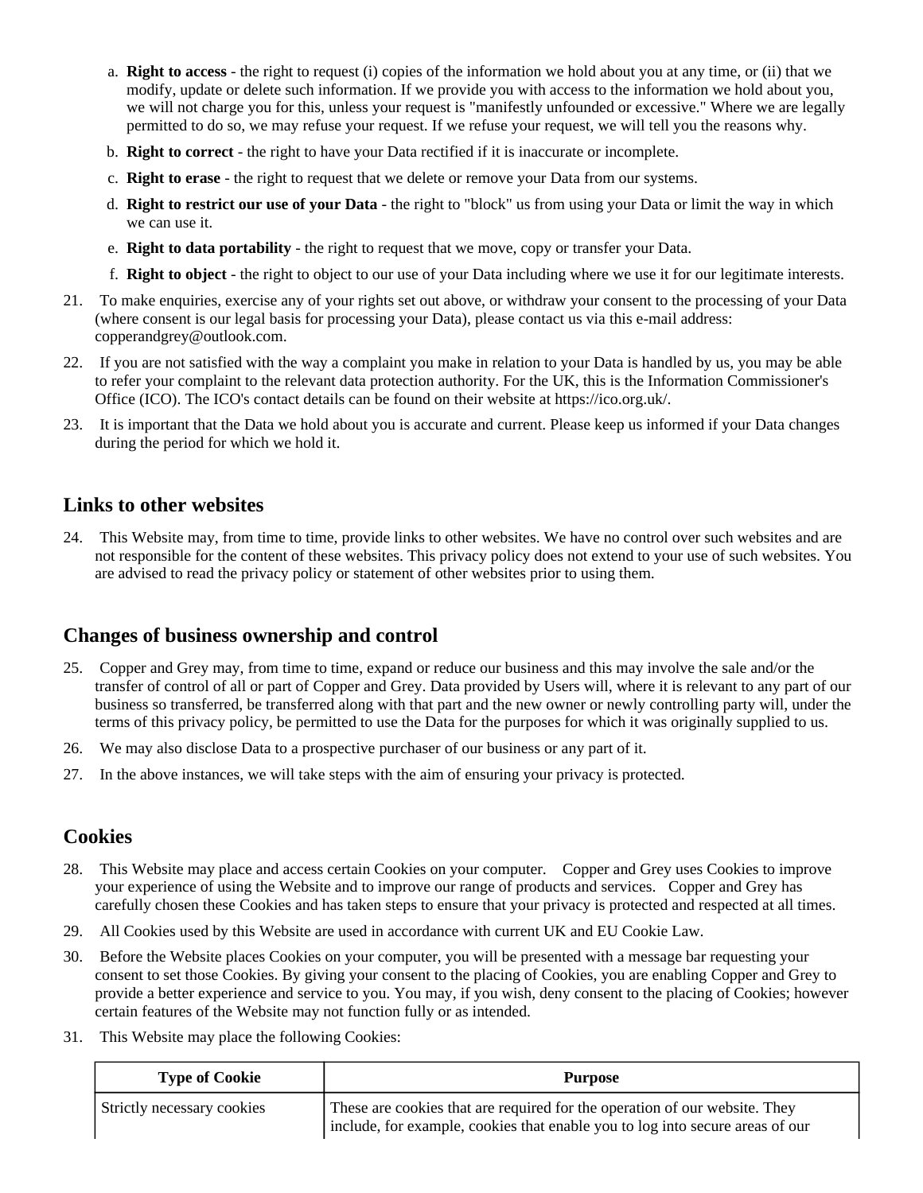a. **Right to access** - the right to request (i) copies of the information we hold about you at any time, or (ii) that we modify, update or delete such information. If we provide you with access to the information we hold about you, we will not charge you for this, unless your request is "manifestly unfounded or excessive." Where we are legally permitted to do so, we may refuse your request. If we refuse your request, we will tell you the reasons why.
b. **Right to correct** - the right to have your Data rectified if it is inaccurate or incomplete.
c. **Right to erase** - the right to request that we delete or remove your Data from our systems.
d. **Right to restrict our use of your Data** - the right to "block" us from using your Data or limit the way in which we can use it.
e. **Right to data portability** - the right to request that we move, copy or transfer your Data.
f. **Right to object** - the right to object to our use of your Data including where we use it for our legitimate interests.

21. To make enquiries, exercise any of your rights set out above, or withdraw your consent to the processing of your Data (where consent is our legal basis for processing your Data), please contact us via this e-mail address: copperandgrey@outlook.com.
22. If you are not satisfied with the way a complaint you make in relation to your Data is handled by us, you may be able to refer your complaint to the relevant data protection authority. For the UK, this is the Information Commissioner's Office (ICO). The ICO's contact details can be found on their website at https://ico.org.uk/.
23. It is important that the Data we hold about you is accurate and current. Please keep us informed if your Data changes during the period for which we hold it.

## Links to other websites

24. This Website may, from time to time, provide links to other websites. We have no control over such websites and are not responsible for the content of these websites. This privacy policy does not extend to your use of such websites. You are advised to read the privacy policy or statement of other websites prior to using them.

## Changes of business ownership and control

25. Copper and Grey may, from time to time, expand or reduce our business and this may involve the sale and/or the transfer of control of all or part of Copper and Grey. Data provided by Users will, where it is relevant to any part of our business so transferred, be transferred along with that part and the new owner or newly controlling party will, under the terms of this privacy policy, be permitted to use the Data for the purposes for which it was originally supplied to us.
26. We may also disclose Data to a prospective purchaser of our business or any part of it.
27. In the above instances, we will take steps with the aim of ensuring your privacy is protected.

## Cookies

28. This Website may place and access certain Cookies on your computer. Copper and Grey uses Cookies to improve your experience of using the Website and to improve our range of products and services. Copper and Grey has carefully chosen these Cookies and has taken steps to ensure that your privacy is protected and respected at all times.
29. All Cookies used by this Website are used in accordance with current UK and EU Cookie Law.
30. Before the Website places Cookies on your computer, you will be presented with a message bar requesting your consent to set those Cookies. By giving your consent to the placing of Cookies, you are enabling Copper and Grey to provide a better experience and service to you. You may, if you wish, deny consent to the placing of Cookies; however certain features of the Website may not function fully or as intended.
31. This Website may place the following Cookies:

| Type of Cookie | Purpose |
| --- | --- |
| Strictly necessary cookies | These are cookies that are required for the operation of our website. They include, for example, cookies that enable you to log into secure areas of our |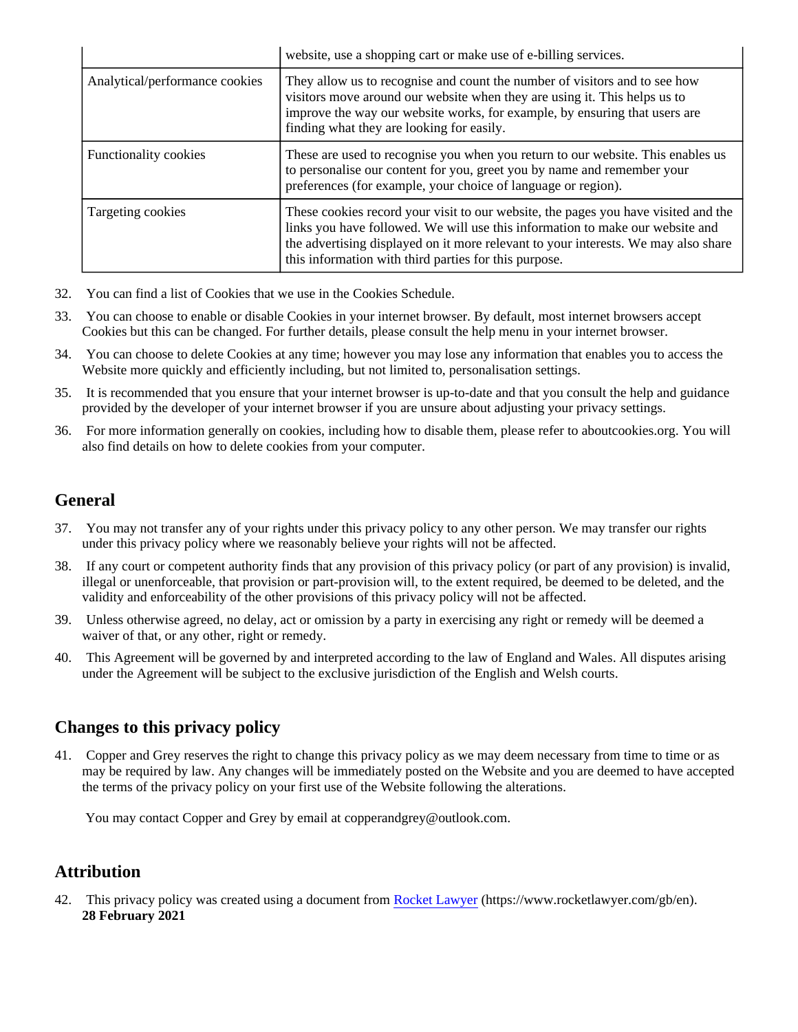| | |
|---|---|
| | website, use a shopping cart or make use of e-billing services. |
| Analytical/performance cookies | They allow us to recognise and count the number of visitors and to see how visitors move around our website when they are using it. This helps us to improve the way our website works, for example, by ensuring that users are finding what they are looking for easily. |
| Functionality cookies | These are used to recognise you when you return to our website. This enables us to personalise our content for you, greet you by name and remember your preferences (for example, your choice of language or region). |
| Targeting cookies | These cookies record your visit to our website, the pages you have visited and the links you have followed. We will use this information to make our website and the advertising displayed on it more relevant to your interests. We may also share this information with third parties for this purpose. |

32. You can find a list of Cookies that we use in the Cookies Schedule.
33. You can choose to enable or disable Cookies in your internet browser. By default, most internet browsers accept Cookies but this can be changed. For further details, please consult the help menu in your internet browser.
34. You can choose to delete Cookies at any time; however you may lose any information that enables you to access the Website more quickly and efficiently including, but not limited to, personalisation settings.
35. It is recommended that you ensure that your internet browser is up-to-date and that you consult the help and guidance provided by the developer of your internet browser if you are unsure about adjusting your privacy settings.
36. For more information generally on cookies, including how to disable them, please refer to aboutcookies.org. You will also find details on how to delete cookies from your computer.

## General

37. You may not transfer any of your rights under this privacy policy to any other person. We may transfer our rights under this privacy policy where we reasonably believe your rights will not be affected.
38. If any court or competent authority finds that any provision of this privacy policy (or part of any provision) is invalid, illegal or unenforceable, that provision or part-provision will, to the extent required, be deemed to be deleted, and the validity and enforceability of the other provisions of this privacy policy will not be affected.
39. Unless otherwise agreed, no delay, act or omission by a party in exercising any right or remedy will be deemed a waiver of that, or any other, right or remedy.
40. This Agreement will be governed by and interpreted according to the law of England and Wales. All disputes arising under the Agreement will be subject to the exclusive jurisdiction of the English and Welsh courts.

## Changes to this privacy policy

41. Copper and Grey reserves the right to change this privacy policy as we may deem necessary from time to time or as may be required by law. Any changes will be immediately posted on the Website and you are deemed to have accepted the terms of the privacy policy on your first use of the Website following the alterations.

You may contact Copper and Grey by email at copperandgrey@outlook.com.

## Attribution

42. This privacy policy was created using a document from [Rocket Lawyer](https://www.rocketlawyer.com/gb/en) (https://www.rocketlawyer.com/gb/en).
**28 February 2021**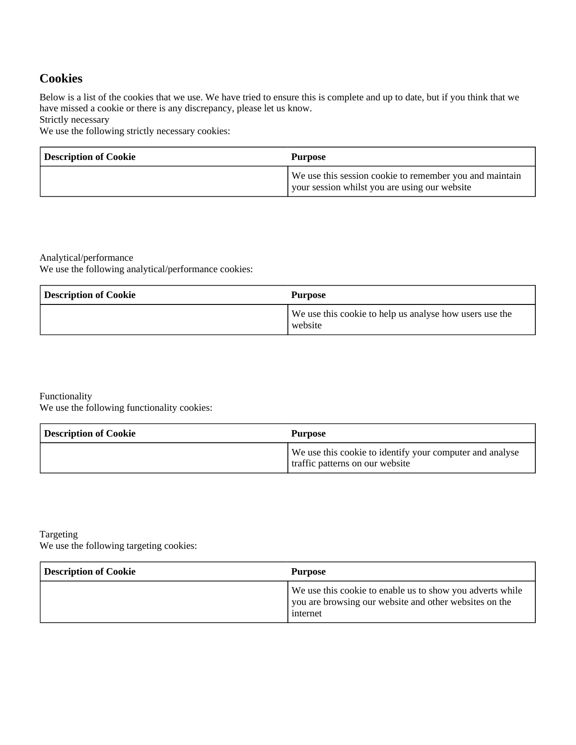## Cookies

Below is a list of the cookies that we use. We have tried to ensure this is complete and up to date, but if you think that we have missed a cookie or there is any discrepancy, please let us know.

Strictly necessary

We use the following strictly necessary cookies:

| **Description of Cookie** | **Purpose** |
| --- | --- |
| | We use this session cookie to remember you and maintain your session whilst you are using our website |

Analytical/performance

We use the following analytical/performance cookies:

| **Description of Cookie** | **Purpose** |
| --- | --- |
| | We use this cookie to help us analyse how users use the website |

Functionality

We use the following functionality cookies:

| **Description of Cookie** | **Purpose** |
| --- | --- |
| | We use this cookie to identify your computer and analyse traffic patterns on our website |

Targeting

We use the following targeting cookies:

| **Description of Cookie** | **Purpose** |
| --- | --- |
| | We use this cookie to enable us to show you adverts while you are browsing our website and other websites on the internet |